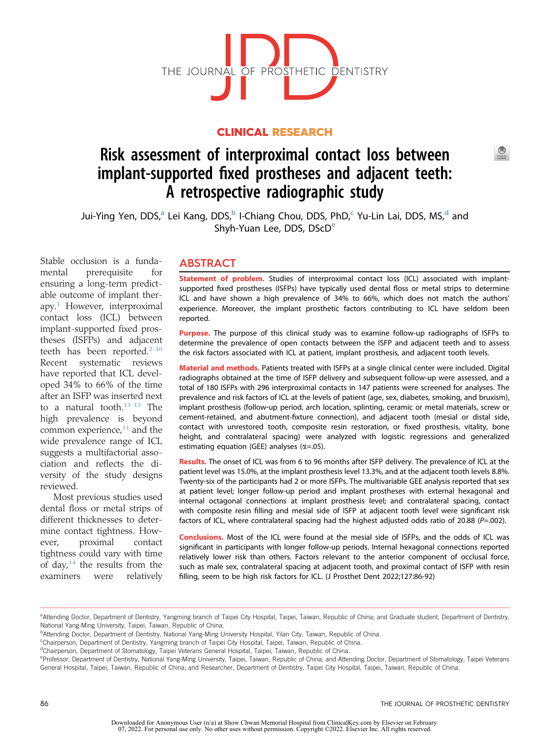CLINICAL RESEARCH

# Risk assessment of interproximal contact loss between implant-supported fixed prostheses and adjacent teeth: A retrospective radiographic study

Jui-Ying Yen, DDS,[a] Lei Kang, DDS,[b] I-Chiang Chou, DDS, PhD,[c] Yu-Lin Lai, DDS, MS,[d] and Shyh-Yuan Lee, DDS, DScD[e]

## ABSTRACT

**Statement of problem.** Studies of interproximal contact loss (ICL) associated with implant-supported fixed prostheses (ISFPs) have typically used dental floss or metal strips to determine ICL and have shown a high prevalence of 34% to 66%, which does not match the authors' experience. Moreover, the implant prosthetic factors contributing to ICL have seldom been reported.

**Purpose.** The purpose of this clinical study was to examine follow-up radiographs of ISFPs to determine the prevalence of open contacts between the ISFP and adjacent teeth and to assess the risk factors associated with ICL at patient, implant prosthesis, and adjacent tooth levels.

**Material and methods.** Patients treated with ISFPs at a single clinical center were included. Digital radiographs obtained at the time of ISFP delivery and subsequent follow-up were assessed, and a total of 180 ISFPs with 296 interproximal contacts in 147 patients were screened for analyses. The prevalence and risk factors of ICL at the levels of patient (age, sex, diabetes, smoking, and bruxism), implant prosthesis (follow-up period, arch location, splinting, ceramic or metal materials, screw or cement-retained, and abutment-fixture connection), and adjacent tooth (mesial or distal side, contact with unrestored tooth, composite resin restoration, or fixed prosthesis, vitality, bone height, and contralateral spacing) were analyzed with logistic regressions and generalized estimating equation (GEE) analyses ($\alpha$=.05).

**Results.** The onset of ICL was from 6 to 96 months after ISFP delivery. The prevalence of ICL at the patient level was 15.0%, at the implant prosthesis level 13.3%, and at the adjacent tooth levels 8.8%. Twenty-six of the participants had 2 or more ISFPs. The multivariable GEE analysis reported that sex at patient level; longer follow-up period and implant prostheses with external hexagonal and internal octagonal connections at implant prosthesis level; and contralateral spacing, contact with composite resin filling and mesial side of ISFP at adjacent tooth level were significant risk factors of ICL, where contralateral spacing had the highest adjusted odds ratio of 20.88 ($P$=.002).

**Conclusions.** Most of the ICL were found at the mesial side of ISFPs, and the odds of ICL was significant in participants with longer follow-up periods. Internal hexagonal connections reported relatively lower risk than others. Factors relevant to the anterior component of occlusal force, such as male sex, contralateral spacing at adjacent tooth, and proximal contact of ISFP with resin filling, seem to be high risk factors for ICL. (J Prosthet Dent 2022;127:86-92)

Stable occlusion is a fundamental prerequisite for ensuring a long-term predictable outcome of implant therapy.[1] However, interproximal contact loss (ICL) between implant-supported fixed prostheses (ISFPs) and adjacent teeth has been reported.[2-10] Recent systematic reviews have reported that ICL developed 34% to 66% of the time after an ISFP was inserted next to a natural tooth.[11-13] The high prevalence is beyond common experience,[11] and the wide prevalence range of ICL suggests a multifactorial association and reflects the diversity of the study designs reviewed.

Most previous studies used dental floss or metal strips of different thicknesses to determine contact tightness. However, proximal contact tightness could vary with time of day,[14] the results from the examiners were relatively

[a]Attending Doctor, Department of Dentistry, Yangming branch of Taipei City Hospital, Taipei, Taiwan, Republic of China; and Graduate student, Department of Dentistry, National Yang-Ming University, Taipei, Taiwan, Republic of China.
[b]Attending Doctor, Department of Dentistry, National Yang-Ming University Hospital, Yilan City, Taiwan, Republic of China.
[c]Chairperson, Department of Dentistry, Yangming branch of Taipei City Hospital, Taipei, Taiwan, Republic of China.
[d]Chairperson, Department of Stomatology, Taipei Veterans General Hospital, Taipei, Taiwan, Republic of China.
[e]Professor, Department of Dentistry, National Yang-Ming University, Taipei, Taiwan, Republic of China; and Attending Doctor, Department of Stomatology, Taipei Veterans General Hospital, Taipei, Taiwan, Republic of China; and Researcher, Department of Dentistry, Taipei City Hospital, Taipei, Taiwan, Republic of China.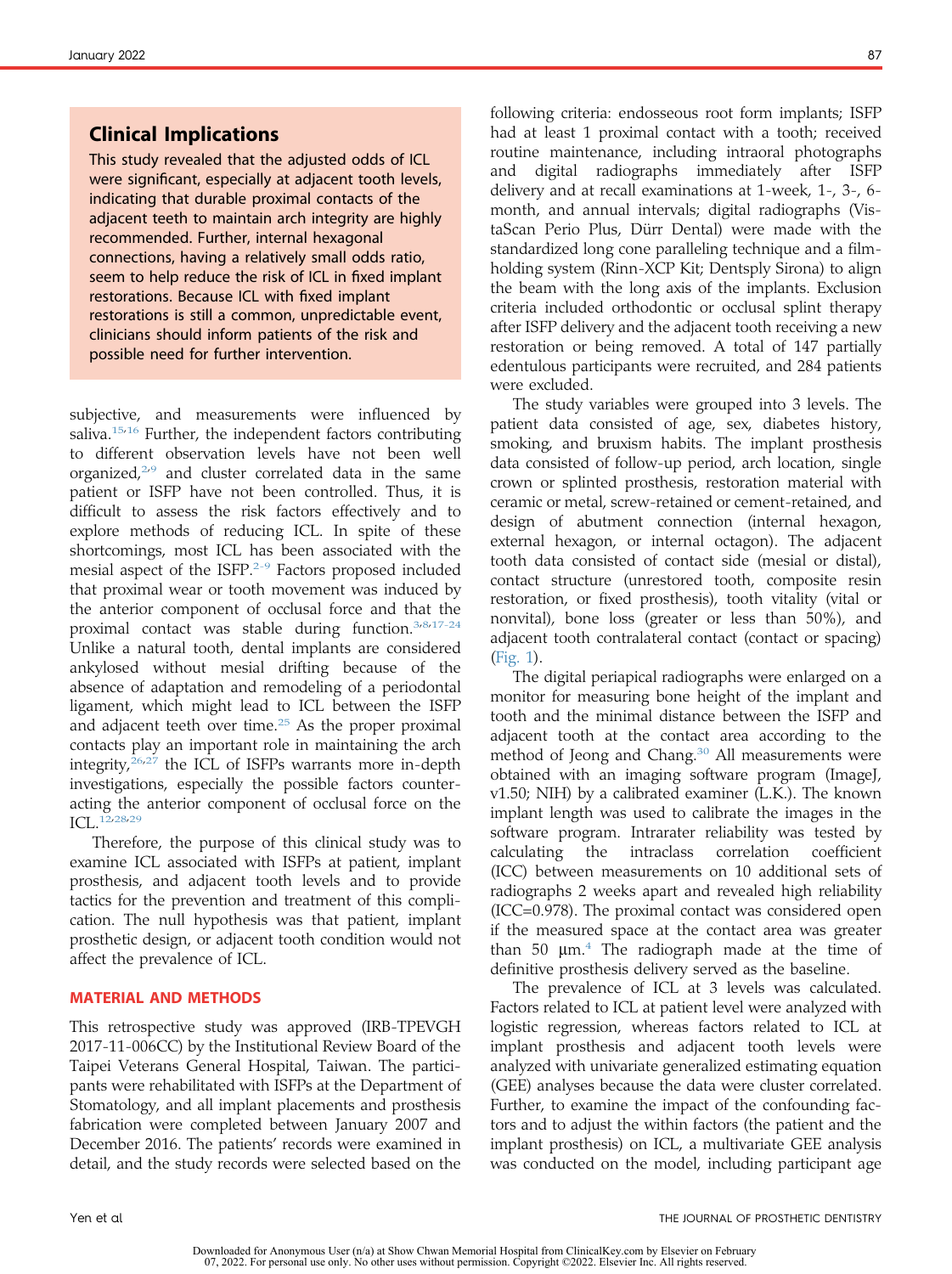## Clinical Implications

This study revealed that the adjusted odds of ICL were significant, especially at adjacent tooth levels, indicating that durable proximal contacts of the adjacent teeth to maintain arch integrity are highly recommended. Further, internal hexagonal connections, having a relatively small odds ratio, seem to help reduce the risk of ICL in fixed implant restorations. Because ICL with fixed implant restorations is still a common, unpredictable event, clinicians should inform patients of the risk and possible need for further intervention.

subjective, and measurements were influenced by saliva.[15,16] Further, the independent factors contributing to different observation levels have not been well organized,[2,9] and cluster correlated data in the same patient or ISFP have not been controlled. Thus, it is difficult to assess the risk factors effectively and to explore methods of reducing ICL. In spite of these shortcomings, most ICL has been associated with the mesial aspect of the ISFP.[2-9] Factors proposed included that proximal wear or tooth movement was induced by the anterior component of occlusal force and that the proximal contact was stable during function.[3,8,17-24] Unlike a natural tooth, dental implants are considered ankylosed without mesial drifting because of the absence of adaptation and remodeling of a periodontal ligament, which might lead to ICL between the ISFP and adjacent teeth over time.[25] As the proper proximal contacts play an important role in maintaining the arch integrity,[26,27] the ICL of ISFPs warrants more in-depth investigations, especially the possible factors counteracting the anterior component of occlusal force on the ICL.[12,28,29]

Therefore, the purpose of this clinical study was to examine ICL associated with ISFPs at patient, implant prosthesis, and adjacent tooth levels and to provide tactics for the prevention and treatment of this complication. The null hypothesis was that patient, implant prosthetic design, or adjacent tooth condition would not affect the prevalence of ICL.

## MATERIAL AND METHODS

This retrospective study was approved (IRB-TPEVGH 2017-11-006CC) by the Institutional Review Board of the Taipei Veterans General Hospital, Taiwan. The participants were rehabilitated with ISFPs at the Department of Stomatology, and all implant placements and prosthesis fabrication were completed between January 2007 and December 2016. The patients' records were examined in detail, and the study records were selected based on the following criteria: endosseous root form implants; ISFP had at least 1 proximal contact with a tooth; received routine maintenance, including intraoral photographs and digital radiographs immediately after ISFP delivery and at recall examinations at 1-week, 1-, 3-, 6-month, and annual intervals; digital radiographs (VistaScan Perio Plus, Dürr Dental) were made with the standardized long cone paralleling technique and a film-holding system (Rinn-XCP Kit; Dentsply Sirona) to align the beam with the long axis of the implants. Exclusion criteria included orthodontic or occlusal splint therapy after ISFP delivery and the adjacent tooth receiving a new restoration or being removed. A total of 147 partially edentulous participants were recruited, and 284 patients were excluded.

The study variables were grouped into 3 levels. The patient data consisted of age, sex, diabetes history, smoking, and bruxism habits. The implant prosthesis data consisted of follow-up period, arch location, single crown or splinted prosthesis, restoration material with ceramic or metal, screw-retained or cement-retained, and design of abutment connection (internal hexagon, external hexagon, or internal octagon). The adjacent tooth data consisted of contact side (mesial or distal), contact structure (unrestored tooth, composite resin restoration, or fixed prosthesis), tooth vitality (vital or nonvital), bone loss (greater or less than 50%), and adjacent tooth contralateral contact (contact or spacing) (Fig. 1).

The digital periapical radiographs were enlarged on a monitor for measuring bone height of the implant and tooth and the minimal distance between the ISFP and adjacent tooth at the contact area according to the method of Jeong and Chang.[30] All measurements were obtained with an imaging software program (ImageJ, v1.50; NIH) by a calibrated examiner (L.K.). The known implant length was used to calibrate the images in the software program. Intrarater reliability was tested by calculating the intraclass correlation coefficient (ICC) between measurements on 10 additional sets of radiographs 2 weeks apart and revealed high reliability (ICC=0.978). The proximal contact was considered open if the measured space at the contact area was greater than 50 μm.[4] The radiograph made at the time of definitive prosthesis delivery served as the baseline.

The prevalence of ICL at 3 levels was calculated. Factors related to ICL at patient level were analyzed with logistic regression, whereas factors related to ICL at implant prosthesis and adjacent tooth levels were analyzed with univariate generalized estimating equation (GEE) analyses because the data were cluster correlated. Further, to examine the impact of the confounding factors and to adjust the within factors (the patient and the implant prosthesis) on ICL, a multivariate GEE analysis was conducted on the model, including participant age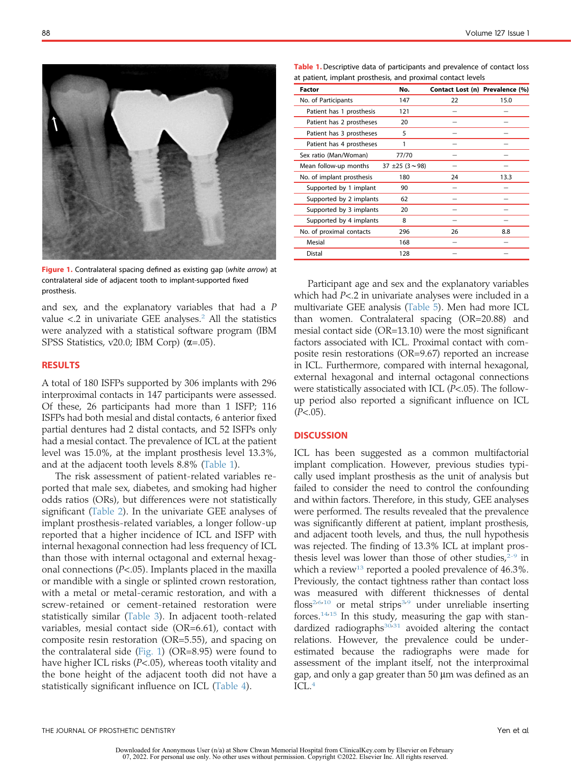Figure 1. Contralateral spacing defined as existing gap (*white arrow*) at contralateral side of adjacent tooth to implant-supported fixed prosthesis.

and sex, and the explanatory variables that had a *P* value <.2 in univariate GEE analyses.[2] All the statistics were analyzed with a statistical software program (IBM SPSS Statistics, v20.0; IBM Corp) (α=.05).

## RESULTS

A total of 180 ISFPs supported by 306 implants with 296 interproximal contacts in 147 participants were assessed. Of these, 26 participants had more than 1 ISFP; 116 ISFPs had both mesial and distal contacts, 6 anterior fixed partial dentures had 2 distal contacts, and 52 ISFPs only had a mesial contact. The prevalence of ICL at the patient level was 15.0%, at the implant prosthesis level 13.3%, and at the adjacent tooth levels 8.8% (Table 1).

The risk assessment of patient-related variables reported that male sex, diabetes, and smoking had higher odds ratios (ORs), but differences were not statistically significant (Table 2). In the univariate GEE analyses of implant prosthesis-related variables, a longer follow-up reported that a higher incidence of ICL and ISFP with internal hexagonal connection had less frequency of ICL than those with internal octagonal and external hexagonal connections (*P*<.05). Implants placed in the maxilla or mandible with a single or splinted crown restoration, with a metal or metal-ceramic restoration, and with a screw-retained or cement-retained restoration were statistically similar (Table 3). In adjacent tooth-related variables, mesial contact side (OR=6.61), contact with composite resin restoration (OR=5.55), and spacing on the contralateral side (Fig. 1) (OR=8.95) were found to have higher ICL risks (*P*<.05), whereas tooth vitality and the bone height of the adjacent tooth did not have a statistically significant influence on ICL (Table 4).

Table 1. Descriptive data of participants and prevalence of contact loss at patient, implant prosthesis, and proximal contact levels

| Factor | No. | Contact Lost (n) | Prevalence (%) |
|---|---|---|---|
| No. of Participants | 147 | 22 | 15.0 |
| Patient has 1 prosthesis | 121 | – | – |
| Patient has 2 prostheses | 20 | – | – |
| Patient has 3 prostheses | 5 | – | – |
| Patient has 4 prostheses | 1 | – | – |
| Sex ratio (Man/Woman) | 77/70 | – | – |
| Mean follow-up months | 37 ±25 (3∼98) | – | – |
| No. of implant prosthesis | 180 | 24 | 13.3 |
| Supported by 1 implant | 90 | – | – |
| Supported by 2 implants | 62 | – | – |
| Supported by 3 implants | 20 | – | – |
| Supported by 4 implants | 8 | – | – |
| No. of proximal contacts | 296 | 26 | 8.8 |
| Mesial | 168 | – | – |
| Distal | 128 | – | – |

Participant age and sex and the explanatory variables which had *P*<.2 in univariate analyses were included in a multivariate GEE analysis (Table 5). Men had more ICL than women. Contralateral spacing (OR=20.88) and mesial contact side (OR=13.10) were the most significant factors associated with ICL. Proximal contact with composite resin restorations (OR=9.67) reported an increase in ICL. Furthermore, compared with internal hexagonal, external hexagonal and internal octagonal connections were statistically associated with ICL (*P*<.05). The follow-up period also reported a significant influence on ICL (*P*<.05).

## DISCUSSION

ICL has been suggested as a common multifactorial implant complication. However, previous studies typically used implant prosthesis as the unit of analysis but failed to consider the need to control the confounding and within factors. Therefore, in this study, GEE analyses were performed. The results revealed that the prevalence was significantly different at patient, implant prosthesis, and adjacent tooth levels, and thus, the null hypothesis was rejected. The finding of 13.3% ICL at implant prosthesis level was lower than those of other studies,[2-9] in which a review[13] reported a pooled prevalence of 46.3%. Previously, the contact tightness rather than contact loss was measured with different thicknesses of dental floss[2,6,10] or metal strips[3,9] under unreliable inserting forces.[14,15] In this study, measuring the gap with standardized radiographs[30,31] avoided altering the contact relations. However, the prevalence could be underestimated because the radiographs were made for assessment of the implant itself, not the interproximal gap, and only a gap greater than 50 μm was defined as an ICL.[4]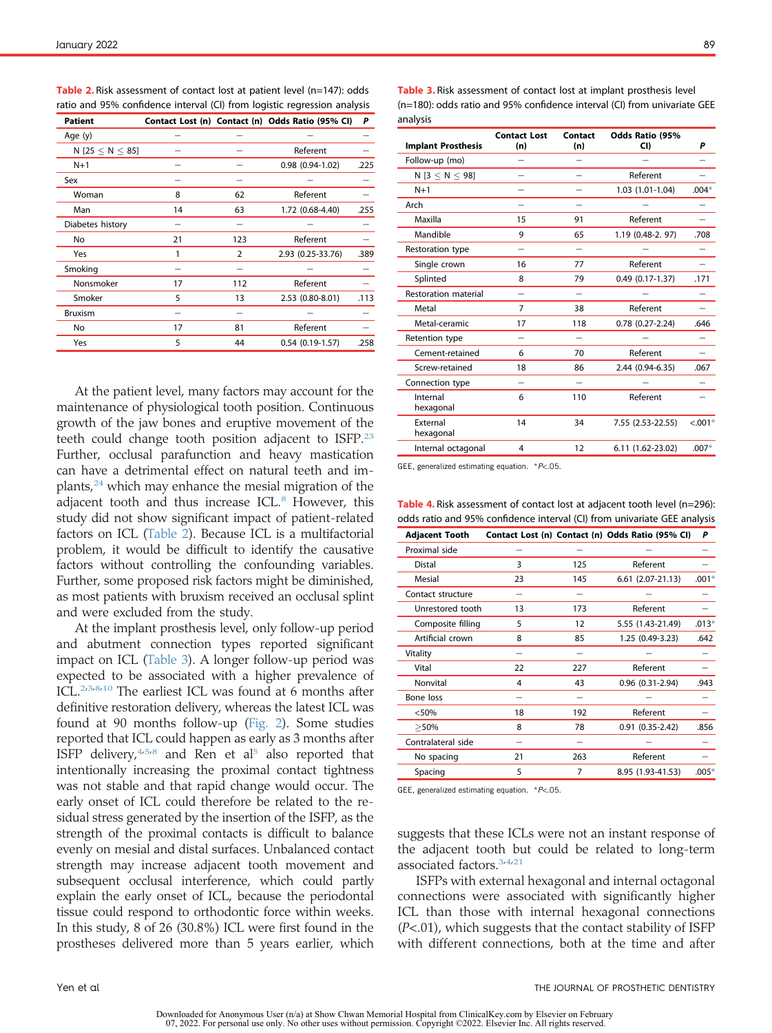**Table 2.** Risk assessment of contact lost at patient level (n=147): odds ratio and 95% confidence interval (CI) from logistic regression analysis

| Patient | Contact Lost (n) | Contact (n) | Odds Ratio (95% CI) | P |
|---|---|---|---|---|
| Age (y) | – | – | – | – |
| N [25 ≤ N ≤ 85] | – | – | Referent | – |
| N+1 | – | – | 0.98 (0.94-1.02) | .225 |
| Sex | – | – | – | – |
| Woman | 8 | 62 | Referent | – |
| Man | 14 | 63 | 1.72 (0.68-4.40) | .255 |
| Diabetes history | – | – | – | – |
| No | 21 | 123 | Referent | – |
| Yes | 1 | 2 | 2.93 (0.25-33.76) | .389 |
| Smoking | – | – | – | – |
| Nonsmoker | 17 | 112 | Referent | – |
| Smoker | 5 | 13 | 2.53 (0.80-8.01) | .113 |
| Bruxism | – | – | – | – |
| No | 17 | 81 | Referent | – |
| Yes | 5 | 44 | 0.54 (0.19-1.57) | .258 |

At the patient level, many factors may account for the maintenance of physiological tooth position. Continuous growth of the jaw bones and eruptive movement of the teeth could change tooth position adjacent to ISFP.[23] Further, occlusal parafunction and heavy mastication can have a detrimental effect on natural teeth and implants,[24] which may enhance the mesial migration of the adjacent tooth and thus increase ICL.[8] However, this study did not show significant impact of patient-related factors on ICL (Table 2). Because ICL is a multifactorial problem, it would be difficult to identify the causative factors without controlling the confounding variables. Further, some proposed risk factors might be diminished, as most patients with bruxism received an occlusal splint and were excluded from the study.

At the implant prosthesis level, only follow-up period and abutment connection types reported significant impact on ICL (Table 3). A longer follow-up period was expected to be associated with a higher prevalence of ICL.[2,3,8,10] The earliest ICL was found at 6 months after definitive restoration delivery, whereas the latest ICL was found at 90 months follow-up (Fig. 2). Some studies reported that ICL could happen as early as 3 months after ISFP delivery,[4,5,8] and Ren et al[5] also reported that intentionally increasing the proximal contact tightness was not stable and that rapid change would occur. The early onset of ICL could therefore be related to the residual stress generated by the insertion of the ISFP, as the strength of the proximal contacts is difficult to balance evenly on mesial and distal surfaces. Unbalanced contact strength may increase adjacent tooth movement and subsequent occlusal interference, which could partly explain the early onset of ICL, because the periodontal tissue could respond to orthodontic force within weeks. In this study, 8 of 26 (30.8%) ICL were first found in the prostheses delivered more than 5 years earlier, which suggests that these ICLs were not an instant response of the adjacent tooth but could be related to long-term associated factors.[3,4,21]

**Table 3.** Risk assessment of contact lost at implant prosthesis level (n=180): odds ratio and 95% confidence interval (CI) from univariate GEE analysis

| Implant Prosthesis | Contact Lost (n) | Contact (n) | Odds Ratio (95% CI) | P |
|---|---|---|---|---|
| Follow-up (mo) | – | – | – | – |
| N [3 ≤ N ≤ 98] | – | – | Referent | – |
| N+1 | – | – | 1.03 (1.01-1.04) | .004* |
| Arch | – | – | – | – |
| Maxilla | 15 | 91 | Referent | – |
| Mandible | 9 | 65 | 1.19 (0.48-2. 97) | .708 |
| Restoration type | – | – | – | – |
| Single crown | 16 | 77 | Referent | – |
| Splinted | 8 | 79 | 0.49 (0.17-1.37) | .171 |
| Restoration material | – | – | – | – |
| Metal | 7 | 38 | Referent | – |
| Metal-ceramic | 17 | 118 | 0.78 (0.27-2.24) | .646 |
| Retention type | – | – | – | – |
| Cement-retained | 6 | 70 | Referent | – |
| Screw-retained | 18 | 86 | 2.44 (0.94-6.35) | .067 |
| Connection type | – | – | – | – |
| Internal hexagonal | 6 | 110 | Referent | – |
| External hexagonal | 14 | 34 | 7.55 (2.53-22.55) | <.001* |
| Internal octagonal | 4 | 12 | 6.11 (1.62-23.02) | .007* |

GEE, generalized estimating equation. *$P<.05$.

**Table 4.** Risk assessment of contact lost at adjacent tooth level (n=296): odds ratio and 95% confidence interval (CI) from univariate GEE analysis

| Adjacent Tooth | Contact Lost (n) | Contact (n) | Odds Ratio (95% CI) | P |
|---|---|---|---|---|
| Proximal side | – | – | – | – |
| Distal | 3 | 125 | Referent | – |
| Mesial | 23 | 145 | 6.61 (2.07-21.13) | .001* |
| Contact structure | – | – | – | – |
| Unrestored tooth | 13 | 173 | Referent | – |
| Composite filling | 5 | 12 | 5.55 (1.43-21.49) | .013* |
| Artificial crown | 8 | 85 | 1.25 (0.49-3.23) | .642 |
| Vitality | – | – | – | – |
| Vital | 22 | 227 | Referent | – |
| Nonvital | 4 | 43 | 0.96 (0.31-2.94) | .943 |
| Bone loss | – | – | – | – |
| <50% | 18 | 192 | Referent | – |
| ≥50% | 8 | 78 | 0.91 (0.35-2.42) | .856 |
| Contralateral side | – | – | – | – |
| No spacing | 21 | 263 | Referent | – |
| Spacing | 5 | 7 | 8.95 (1.93-41.53) | .005* |

GEE, generalized estimating equation. *$P<.05$.

ISFPs with external hexagonal and internal octagonal connections were associated with significantly higher ICL than those with internal hexagonal connections ($P<.01$), which suggests that the contact stability of ISFP with different connections, both at the time and after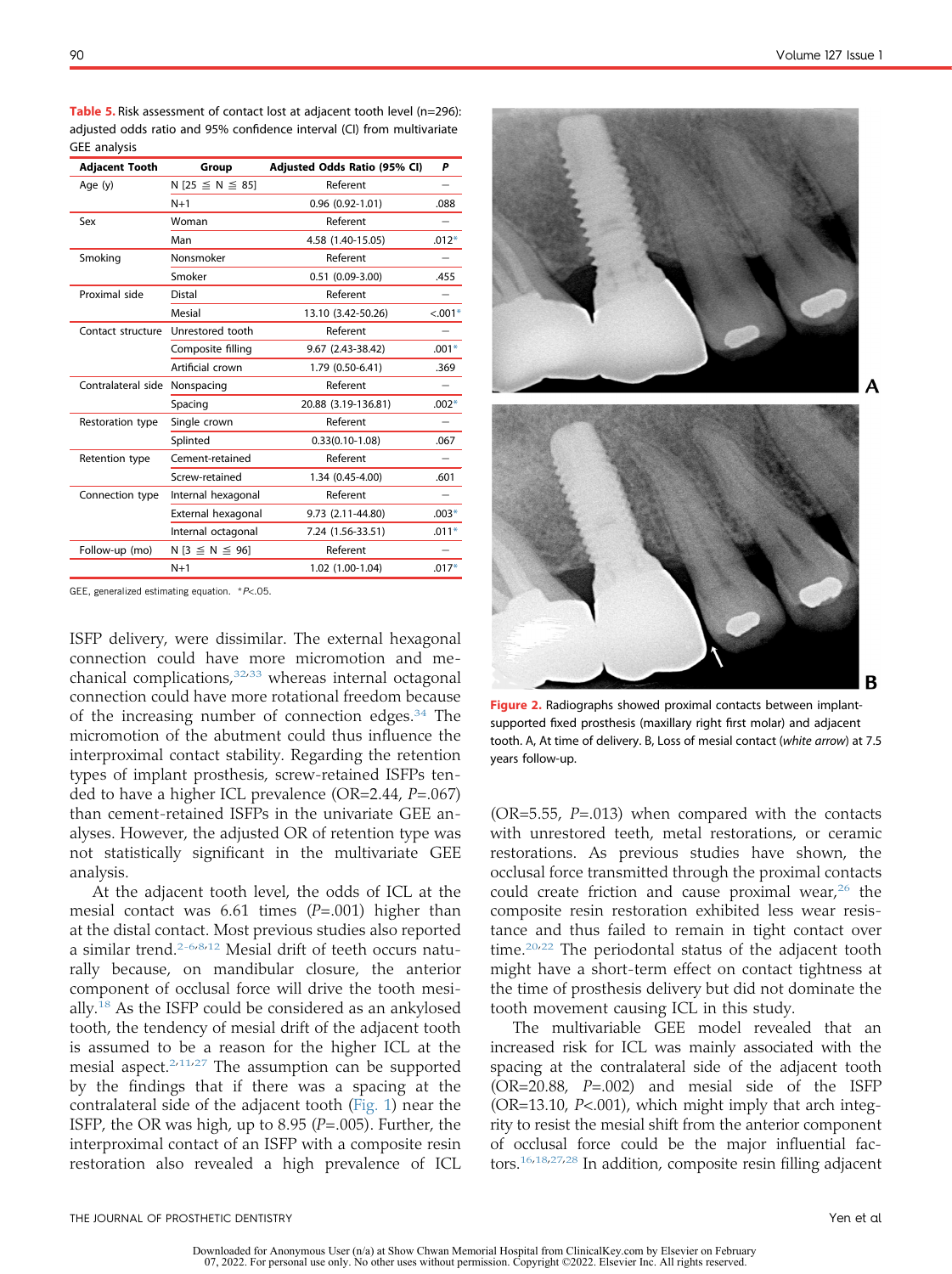**Table 5.** Risk assessment of contact lost at adjacent tooth level (n=296): adjusted odds ratio and 95% confidence interval (CI) from multivariate GEE analysis

| Adjacent Tooth | Group | Adjusted Odds Ratio (95% CI) | P |
|---|---|---|---|
| Age (y) | N [25 ≤ N ≤ 85] | Referent | – |
| | N+1 | 0.96 (0.92-1.01) | .088 |
| Sex | Woman | Referent | – |
| | Man | 4.58 (1.40-15.05) | .012* |
| Smoking | Nonsmoker | Referent | – |
| | Smoker | 0.51 (0.09-3.00) | .455 |
| Proximal side | Distal | Referent | – |
| | Mesial | 13.10 (3.42-50.26) | <.001* |
| Contact structure | Unrestored tooth | Referent | – |
| | Composite filling | 9.67 (2.43-38.42) | .001* |
| | Artificial crown | 1.79 (0.50-6.41) | .369 |
| Contralateral side | Nonspacing | Referent | – |
| | Spacing | 20.88 (3.19-136.81) | .002* |
| Restoration type | Single crown | Referent | – |
| | Splinted | 0.33(0.10-1.08) | .067 |
| Retention type | Cement-retained | Referent | – |
| | Screw-retained | 1.34 (0.45-4.00) | .601 |
| Connection type | Internal hexagonal | Referent | – |
| | External hexagonal | 9.73 (2.11-44.80) | .003* |
| | Internal octagonal | 7.24 (1.56-33.51) | .011* |
| Follow-up (mo) | N [3 ≤ N ≤ 96] | Referent | – |
| | N+1 | 1.02 (1.00-1.04) | .017* |

GEE, generalized estimating equation. *$P<.05$.

ISFP delivery, were dissimilar. The external hexagonal connection could have more micromotion and mechanical complications,[32,33] whereas internal octagonal connection could have more rotational freedom because of the increasing number of connection edges.[34] The micromotion of the abutment could thus influence the interproximal contact stability. Regarding the retention types of implant prosthesis, screw-retained ISFPs tended to have a higher ICL prevalence (OR=2.44, P=.067) than cement-retained ISFPs in the univariate GEE analyses. However, the adjusted OR of retention type was not statistically significant in the multivariate GEE analysis.

At the adjacent tooth level, the odds of ICL at the mesial contact was 6.61 times (P=.001) higher than at the distal contact. Most previous studies also reported a similar trend.[2-6,8,12] Mesial drift of teeth occurs naturally because, on mandibular closure, the anterior component of occlusal force will drive the tooth mesially.[18] As the ISFP could be considered as an ankylosed tooth, the tendency of mesial drift of the adjacent tooth is assumed to be a reason for the higher ICL at the mesial aspect.[2,11,27] The assumption can be supported by the findings that if there was a spacing at the contralateral side of the adjacent tooth (Fig. 1) near the ISFP, the OR was high, up to 8.95 (P=.005). Further, the interproximal contact of an ISFP with a composite resin restoration also revealed a high prevalence of ICL (OR=5.55, P=.013) when compared with the contacts with unrestored teeth, metal restorations, or ceramic restorations. As previous studies have shown, the occlusal force transmitted through the proximal contacts could create friction and cause proximal wear,[26] the composite resin restoration exhibited less wear resistance and thus failed to remain in tight contact over time.[20,22] The periodontal status of the adjacent tooth might have a short-term effect on contact tightness at the time of prosthesis delivery but did not dominate the tooth movement causing ICL in this study.

**Figure 2.** Radiographs showed proximal contacts between implant-supported fixed prosthesis (maxillary right first molar) and adjacent tooth. A, At time of delivery. B, Loss of mesial contact (*white arrow*) at 7.5 years follow-up.

The multivariable GEE model revealed that an increased risk for ICL was mainly associated with the spacing at the contralateral side of the adjacent tooth (OR=20.88, P=.002) and mesial side of the ISFP (OR=13.10, P<.001), which might imply that arch integrity to resist the mesial shift from the anterior component of occlusal force could be the major influential factors.[16,18,27,28] In addition, composite resin filling adjacent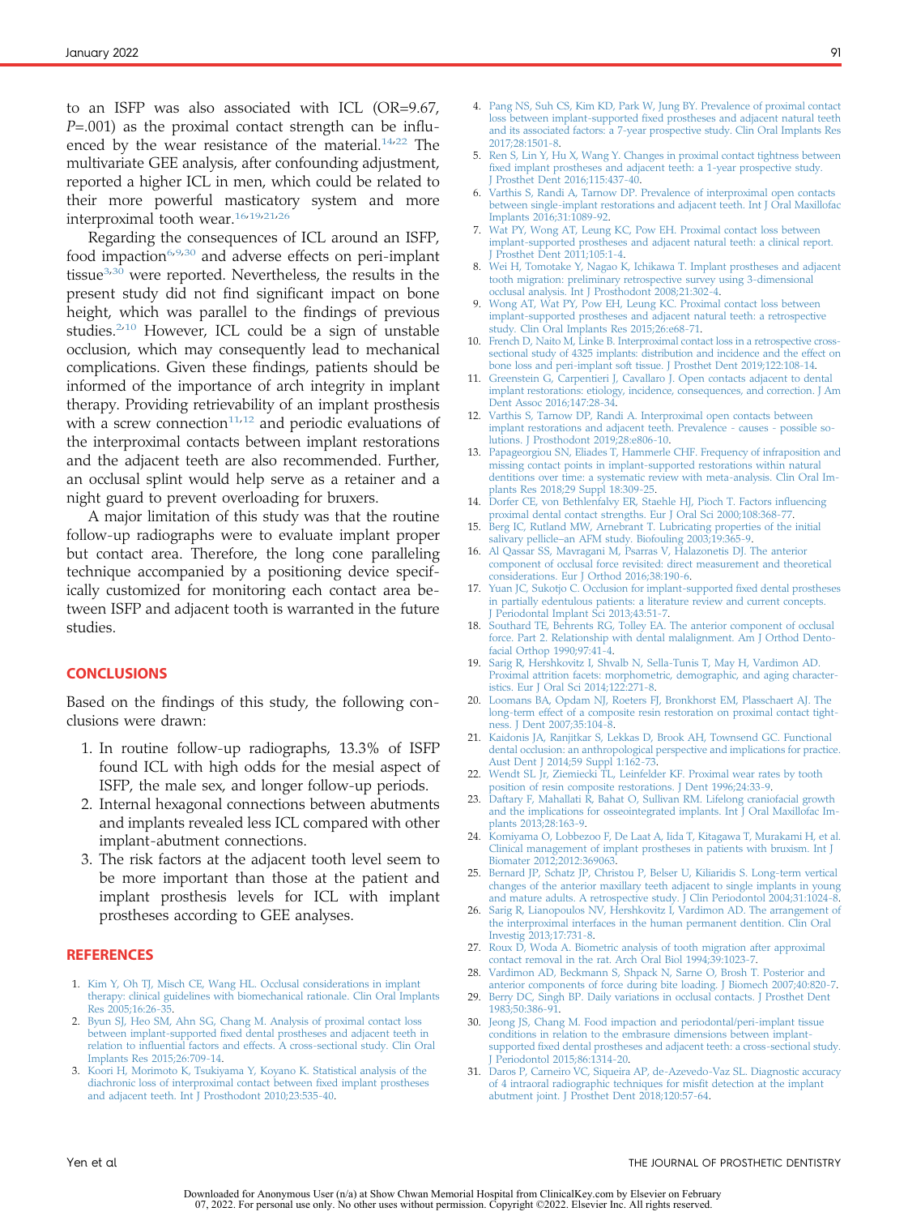to an ISFP was also associated with ICL (OR=9.67, $P$=.001) as the proximal contact strength can be influenced by the wear resistance of the material.[14,22] The multivariate GEE analysis, after confounding adjustment, reported a higher ICL in men, which could be related to their more powerful masticatory system and more interproximal tooth wear.[16,19,21,26]

Regarding the consequences of ICL around an ISFP, food impaction[6,9,30] and adverse effects on peri-implant tissue[3,30] were reported. Nevertheless, the results in the present study did not find significant impact on bone height, which was parallel to the findings of previous studies.[2,10] However, ICL could be a sign of unstable occlusion, which may consequently lead to mechanical complications. Given these findings, patients should be informed of the importance of arch integrity in implant therapy. Providing retrievability of an implant prosthesis with a screw connection[11,12] and periodic evaluations of the interproximal contacts between implant restorations and the adjacent teeth are also recommended. Further, an occlusal splint would help serve as a retainer and a night guard to prevent overloading for bruxers.

A major limitation of this study was that the routine follow-up radiographs were to evaluate implant proper but contact area. Therefore, the long cone paralleling technique accompanied by a positioning device specifically customized for monitoring each contact area between ISFP and adjacent tooth is warranted in the future studies.

## CONCLUSIONS

Based on the findings of this study, the following conclusions were drawn:

1. In routine follow-up radiographs, 13.3% of ISFP found ICL with high odds for the mesial aspect of ISFP, the male sex, and longer follow-up periods.
2. Internal hexagonal connections between abutments and implants revealed less ICL compared with other implant-abutment connections.
3. The risk factors at the adjacent tooth level seem to be more important than those at the patient and implant prosthesis levels for ICL with implant prostheses according to GEE analyses.

## REFERENCES

1. Kim Y, Oh TJ, Misch CE, Wang HL. Occlusal considerations in implant therapy: clinical guidelines with biomechanical rationale. Clin Oral Implants Res 2005;16:26-35.
2. Byun SJ, Heo SM, Ahn SG, Chang M. Analysis of proximal contact loss between implant-supported fixed dental prostheses and adjacent teeth in relation to influential factors and effects. A cross-sectional study. Clin Oral Implants Res 2015;26:709-14.
3. Koori H, Morimoto K, Tsukiyama Y, Koyano K. Statistical analysis of the diachronic loss of interproximal contact between fixed implant prostheses and adjacent teeth. Int J Prosthodont 2010;23:535-40.
4. Pang NS, Suh CS, Kim KD, Park W, Jung BY. Prevalence of proximal contact loss between implant-supported fixed prostheses and adjacent natural teeth and its associated factors: a 7-year prospective study. Clin Oral Implants Res 2017;28:1501-8.
5. Ren S, Lin Y, Hu X, Wang Y. Changes in proximal contact tightness between fixed implant prostheses and adjacent teeth: a 1-year prospective study. J Prosthet Dent 2016;115:437-40.
6. Varthis S, Randi A, Tarnow DP. Prevalence of interproximal open contacts between single-implant restorations and adjacent teeth. Int J Oral Maxillofac Implants 2016;31:1089-92.
7. Wat PY, Wong AT, Leung KC, Pow EH. Proximal contact loss between implant-supported prostheses and adjacent natural teeth: a clinical report. J Prosthet Dent 2011;105:1-4.
8. Wei H, Tomotake Y, Nagao K, Ichikawa T. Implant prostheses and adjacent tooth migration: preliminary retrospective survey using 3-dimensional occlusal analysis. Int J Prosthodont 2008;21:302-4.
9. Wong AT, Wat PY, Pow EH, Leung KC. Proximal contact loss between implant-supported prostheses and adjacent natural teeth: a retrospective study. Clin Oral Implants Res 2015;26:e68-71.
10. French D, Naito M, Linke B. Interproximal contact loss in a retrospective cross-sectional study of 4325 implants: distribution and incidence and the effect on bone loss and peri-implant soft tissue. J Prosthet Dent 2019;122:108-14.
11. Greenstein G, Carpentieri J, Cavallaro J. Open contacts adjacent to dental implant restorations: etiology, incidence, consequences, and correction. J Am Dent Assoc 2016;147:28-34.
12. Varthis S, Tarnow DP, Randi A. Interproximal open contacts between implant restorations and adjacent teeth. Prevalence - causes - possible solutions. J Prosthodont 2019;28:e806-10.
13. Papageorgiou SN, Eliades T, Hammerle CHF. Frequency of infraposition and missing contact points in implant-supported restorations within natural dentitions over time: a systematic review with meta-analysis. Clin Oral Implants Res 2018;29 Suppl 18:309-25.
14. Dorfer CE, von Bethlenfalvy ER, Staehle HJ, Pioch T. Factors influencing proximal dental contact strengths. Eur J Oral Sci 2000;108:368-77.
15. Berg IC, Rutland MW, Arnebrant T. Lubricating properties of the initial salivary pellicle–an AFM study. Biofouling 2003;19:365-9.
16. Al Qassar SS, Mavragani M, Psarras V, Halazonetis DJ. The anterior component of occlusal force revisited: direct measurement and theoretical considerations. Eur J Orthod 2016;38:190-6.
17. Yuan JC, Sukotjo C. Occlusion for implant-supported fixed dental prostheses in partially edentulous patients: a literature review and current concepts. J Periodontal Implant Sci 2013;43:51-7.
18. Southard TE, Behrents RG, Tolley EA. The anterior component of occlusal force. Part 2. Relationship with dental malalignment. Am J Orthod Dentofacial Orthop 1990;97:41-4.
19. Sarig R, Hershkovitz I, Shvalb N, Sella-Tunis T, May H, Vardimon AD. Proximal attrition facets: morphometric, demographic, and aging characteristics. Eur J Oral Sci 2014;122:271-8.
20. Loomans BA, Opdam NJ, Roeters FJ, Bronkhorst EM, Plasschaert AJ. The long-term effect of a composite resin restoration on proximal contact tightness. J Dent 2007;35:104-8.
21. Kaidonis JA, Ranjitkar S, Lekkas D, Brook AH, Townsend GC. Functional dental occlusion: an anthropological perspective and implications for practice. Aust Dent J 2014;59 Suppl 1:162-73.
22. Wendt SL Jr, Ziemiecki TL, Leinfelder KF. Proximal wear rates by tooth position of resin composite restorations. J Dent 1996;24:33-9.
23. Daftary F, Mahallati R, Bahat O, Sullivan RM. Lifelong craniofacial growth and the implications for osseointegrated implants. Int J Oral Maxillofac Implants 2013;28:163-9.
24. Komiyama O, Lobbezoo F, De Laat A, Iida T, Kitagawa T, Murakami H, et al. Clinical management of implant prostheses in patients with bruxism. Int J Biomater 2012;2012:369063.
25. Bernard JP, Schatz JP, Christou P, Belser U, Kiliaridis S. Long-term vertical changes of the anterior maxillary teeth adjacent to single implants in young and mature adults. A retrospective study. J Clin Periodontol 2004;31:1024-8.
26. Sarig R, Lianopoulos NV, Hershkovitz I, Vardimon AD. The arrangement of the interproximal interfaces in the human permanent dentition. Clin Oral Investig 2013;17:731-8.
27. Roux D, Woda A. Biometric analysis of tooth migration after approximal contact removal in the rat. Arch Oral Biol 1994;39:1023-7.
28. Vardimon AD, Beckmann S, Shpack N, Sarne O, Brosh T. Posterior and anterior components of force during bite loading. J Biomech 2007;40:820-7.
29. Berry DC, Singh BP. Daily variations in occlusal contacts. J Prosthet Dent 1983;50:386-91.
30. Jeong JS, Chang M. Food impaction and periodontal/peri-implant tissue conditions in relation to the embrasure dimensions between implant-supported fixed dental prostheses and adjacent teeth: a cross-sectional study. J Periodontol 2015;86:1314-20.
31. Daros P, Carneiro VC, Siqueira AP, de-Azevedo-Vaz SL. Diagnostic accuracy of 4 intraoral radiographic techniques for misfit detection at the implant abutment joint. J Prosthet Dent 2018;120:57-64.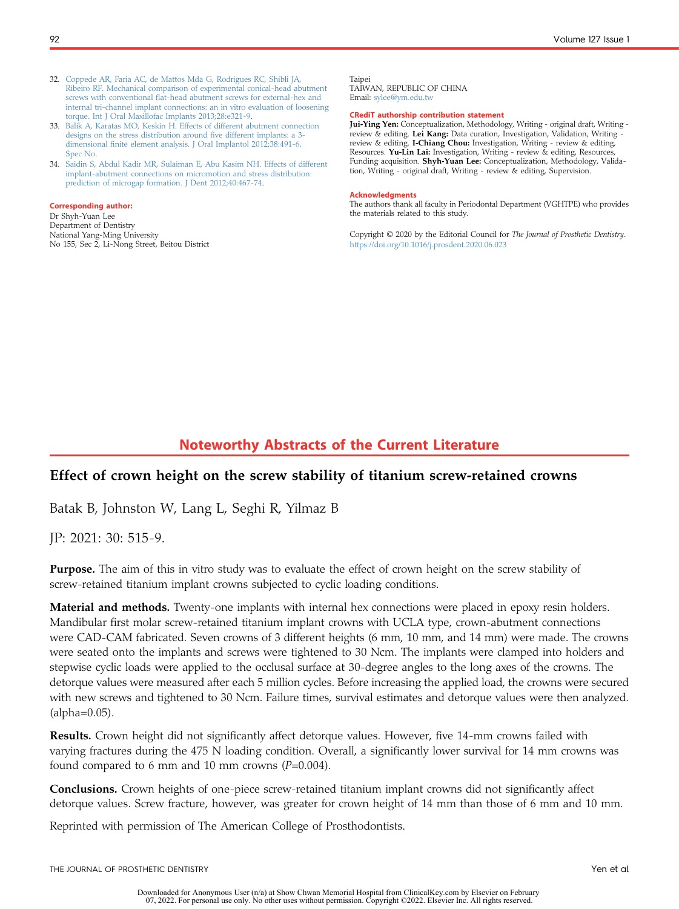32. Coppede AR, Faria AC, de Mattos Mda G, Rodrigues RC, Shibli JA, Ribeiro RF. Mechanical comparison of experimental conical-head abutment screws with conventional flat-head abutment screws for external-hex and internal tri-channel implant connections: an in vitro evaluation of loosening torque. Int J Oral Maxillofac Implants 2013;28:e321-9.
33. Balik A, Karatas MO, Keskin H. Effects of different abutment connection designs on the stress distribution around five different implants: a 3-dimensional finite element analysis. J Oral Implantol 2012;38:491-6. Spec No.
34. Saidin S, Abdul Kadir MR, Sulaiman E, Abu Kasim NH. Effects of different implant-abutment connections on micromotion and stress distribution: prediction of microgap formation. J Dent 2012;40:467-74.

**Corresponding author:**
Dr Shyh-Yuan Lee
Department of Dentistry
National Yang-Ming University
No 155, Sec 2, Li-Nong Street, Beitou District
Taipei
TAIWAN, REPUBLIC OF CHINA
Email: sylee@ym.edu.tw

**CRediT authorship contribution statement**

**Jui-Ying Yen:** Conceptualization, Methodology, Writing - original draft, Writing - review & editing. **Lei Kang:** Data curation, Investigation, Validation, Writing - review & editing. **I-Chiang Chou:** Investigation, Writing - review & editing, Resources. **Yu-Lin Lai:** Investigation, Writing - review & editing, Resources, Funding acquisition. **Shyh-Yuan Lee:** Conceptualization, Methodology, Validation, Writing - original draft, Writing - review & editing, Supervision.

**Acknowledgments**

The authors thank all faculty in Periodontal Department (VGHTPE) who provides the materials related to this study.

Copyright © 2020 by the Editorial Council for *The Journal of Prosthetic Dentistry*.
https://doi.org/10.1016/j.prosdent.2020.06.023

## Noteworthy Abstracts of the Current Literature

### Effect of crown height on the screw stability of titanium screw-retained crowns

Batak B, Johnston W, Lang L, Seghi R, Yilmaz B

JP: 2021: 30: 515-9.

**Purpose.** The aim of this in vitro study was to evaluate the effect of crown height on the screw stability of screw-retained titanium implant crowns subjected to cyclic loading conditions.

**Material and methods.** Twenty-one implants with internal hex connections were placed in epoxy resin holders. Mandibular first molar screw-retained titanium implant crowns with UCLA type, crown-abutment connections were CAD-CAM fabricated. Seven crowns of 3 different heights (6 mm, 10 mm, and 14 mm) were made. The crowns were seated onto the implants and screws were tightened to 30 Ncm. The implants were clamped into holders and stepwise cyclic loads were applied to the occlusal surface at 30-degree angles to the long axes of the crowns. The detorque values were measured after each 5 million cycles. Before increasing the applied load, the crowns were secured with new screws and tightened to 30 Ncm. Failure times, survival estimates and detorque values were then analyzed. (alpha=0.05).

**Results.** Crown height did not significantly affect detorque values. However, five 14-mm crowns failed with varying fractures during the 475 N loading condition. Overall, a significantly lower survival for 14 mm crowns was found compared to 6 mm and 10 mm crowns ($P$=0.004).

**Conclusions.** Crown heights of one-piece screw-retained titanium implant crowns did not significantly affect detorque values. Screw fracture, however, was greater for crown height of 14 mm than those of 6 mm and 10 mm.

Reprinted with permission of The American College of Prosthodontists.